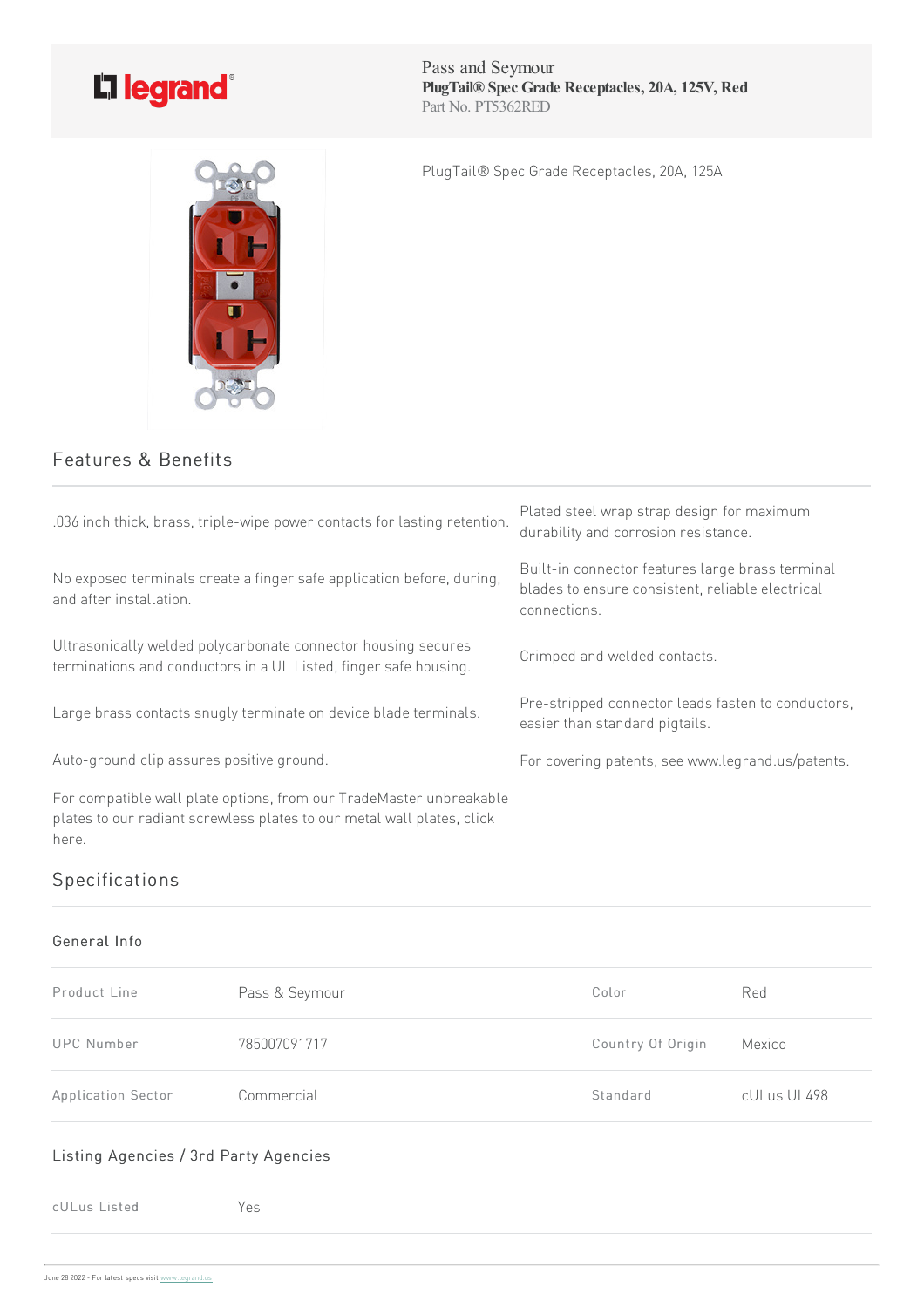Pass and Seymour
**PlugTail® Spec Grade Receptacles, 20A, 125V, Red**
Part No. PT5362RED

PlugTail® Spec Grade Receptacles, 20A, 125A

## Features & Benefits

- .036 inch thick, brass, triple-wipe power contacts for lasting retention.
- No exposed terminals create a finger safe application before, during, and after installation.
- Ultrasonically welded polycarbonate connector housing secures terminations and conductors in a UL Listed, finger safe housing.
- Large brass contacts snugly terminate on device blade terminals.
- Auto-ground clip assures positive ground.
- For compatible wall plate options, from our TradeMaster unbreakable plates to our radiant screwless plates to our metal wall plates, click here.
- Plated steel wrap strap design for maximum durability and corrosion resistance.
- Built-in connector features large brass terminal blades to ensure consistent, reliable electrical connections.
- Crimped and welded contacts.
- Pre-stripped connector leads fasten to conductors, easier than standard pigtails.
- For covering patents, see www.legrand.us/patents.

## Specifications

### General Info

| | | | |
|---|---|---|---|
| Product Line | Pass & Seymour | Color | Red |
| UPC Number | 785007091717 | Country Of Origin | Mexico |
| Application Sector | Commercial | Standard | cULus UL498 |

### Listing Agencies / 3rd Party Agencies

| | |
|---|---|
| cULus Listed | Yes |

June 28 2022 - For latest specs visit www.legrand.us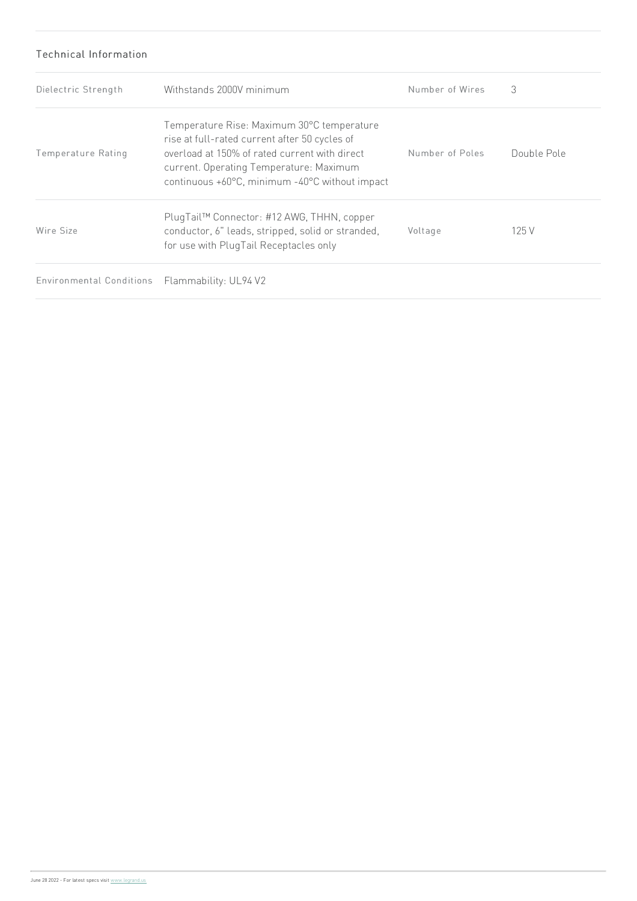## Technical Information

| | | | |
|---|---|---|---|
| Dielectric Strength | Withstands 2000V minimum | Number of Wires | 3 |
| Temperature Rating | Temperature Rise: Maximum 30°C temperature rise at full-rated current after 50 cycles of overload at 150% of rated current with direct current. Operating Temperature: Maximum continuous +60°C, minimum -40°C without impact | Number of Poles | Double Pole |
| Wire Size | PlugTail™ Connector: #12 AWG, THHN, copper conductor, 6" leads, stripped, solid or stranded, for use with PlugTail Receptacles only | Voltage | 125 V |
| Environmental Conditions | Flammability: UL94 V2 | | |